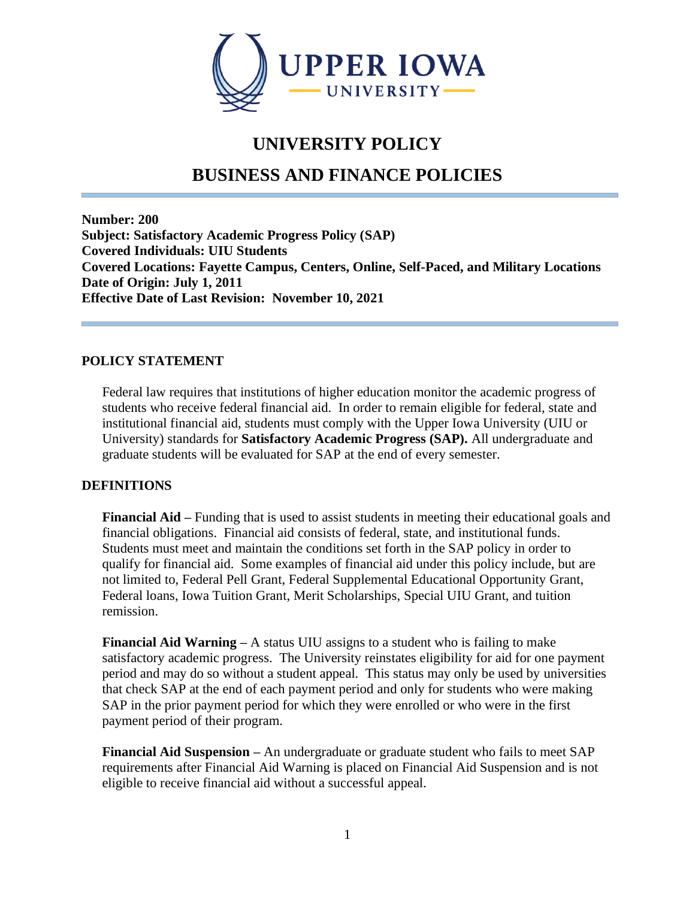# UNIVERSITY POLICY

## BUSINESS AND FINANCE POLICIES

**Number: 200**
**Subject: Satisfactory Academic Progress Policy (SAP)**
**Covered Individuals: UIU Students**
**Covered Locations: Fayette Campus, Centers, Online, Self-Paced, and Military Locations**
**Date of Origin: July 1, 2011**
**Effective Date of Last Revision: November 10, 2021**

### POLICY STATEMENT

Federal law requires that institutions of higher education monitor the academic progress of students who receive federal financial aid. In order to remain eligible for federal, state and institutional financial aid, students must comply with the Upper Iowa University (UIU or University) standards for **Satisfactory Academic Progress (SAP).** All undergraduate and graduate students will be evaluated for SAP at the end of every semester.

### DEFINITIONS

**Financial Aid –** Funding that is used to assist students in meeting their educational goals and financial obligations. Financial aid consists of federal, state, and institutional funds. Students must meet and maintain the conditions set forth in the SAP policy in order to qualify for financial aid. Some examples of financial aid under this policy include, but are not limited to, Federal Pell Grant, Federal Supplemental Educational Opportunity Grant, Federal loans, Iowa Tuition Grant, Merit Scholarships, Special UIU Grant, and tuition remission.

**Financial Aid Warning –** A status UIU assigns to a student who is failing to make satisfactory academic progress. The University reinstates eligibility for aid for one payment period and may do so without a student appeal. This status may only be used by universities that check SAP at the end of each payment period and only for students who were making SAP in the prior payment period for which they were enrolled or who were in the first payment period of their program.

**Financial Aid Suspension –** An undergraduate or graduate student who fails to meet SAP requirements after Financial Aid Warning is placed on Financial Aid Suspension and is not eligible to receive financial aid without a successful appeal.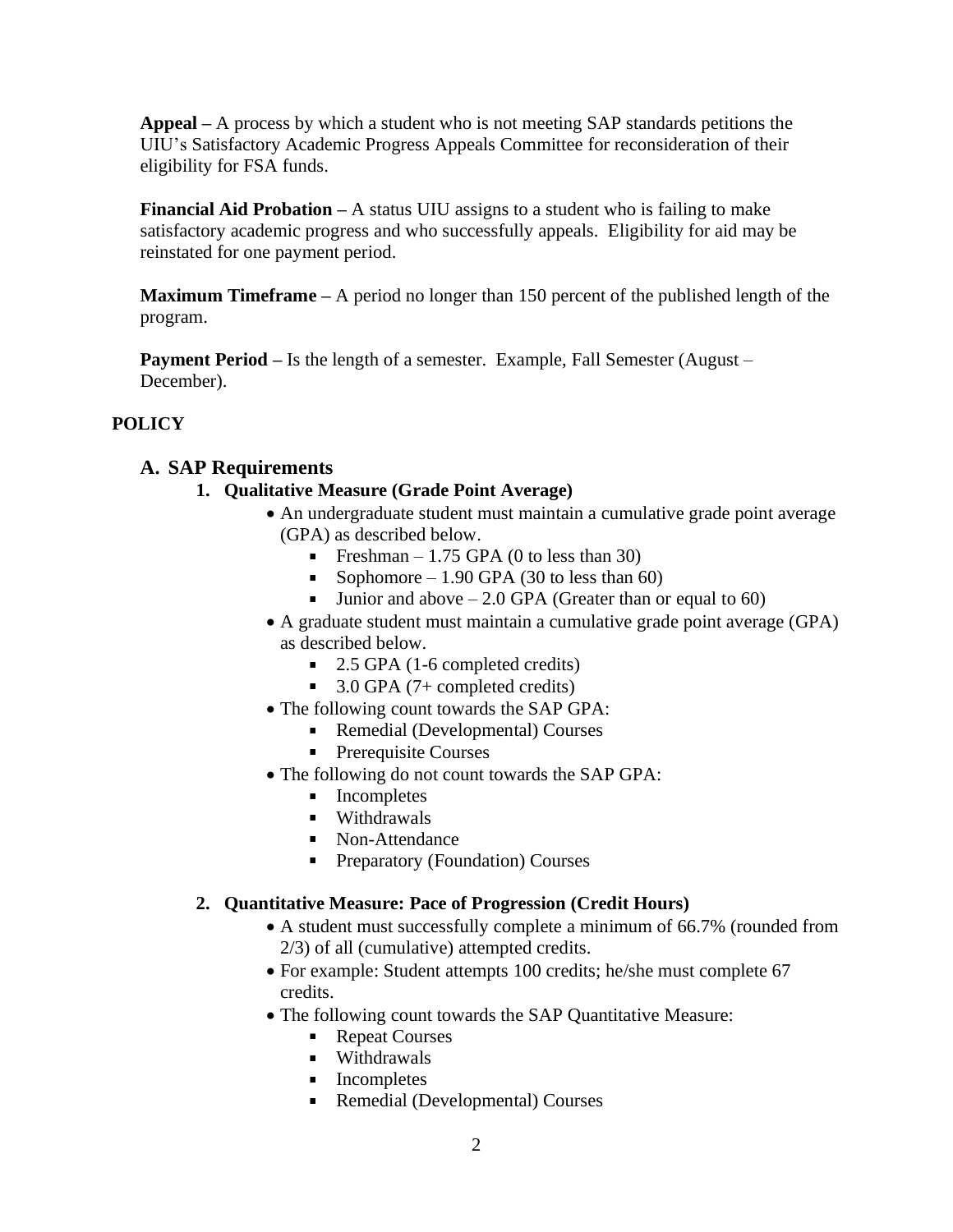**Appeal –** A process by which a student who is not meeting SAP standards petitions the UIU's Satisfactory Academic Progress Appeals Committee for reconsideration of their eligibility for FSA funds.

**Financial Aid Probation –** A status UIU assigns to a student who is failing to make satisfactory academic progress and who successfully appeals. Eligibility for aid may be reinstated for one payment period.

**Maximum Timeframe –** A period no longer than 150 percent of the published length of the program.

**Payment Period –** Is the length of a semester. Example, Fall Semester (August – December).

## POLICY

### A. SAP Requirements

#### 1. Qualitative Measure (Grade Point Average)

- An undergraduate student must maintain a cumulative grade point average (GPA) as described below.
  - Freshman – 1.75 GPA (0 to less than 30)
  - Sophomore – 1.90 GPA (30 to less than 60)
  - Junior and above – 2.0 GPA (Greater than or equal to 60)
- A graduate student must maintain a cumulative grade point average (GPA) as described below.
  - 2.5 GPA (1-6 completed credits)
  - 3.0 GPA (7+ completed credits)
- The following count towards the SAP GPA:
  - Remedial (Developmental) Courses
  - Prerequisite Courses
- The following do not count towards the SAP GPA:
  - Incompletes
  - Withdrawals
  - Non-Attendance
  - Preparatory (Foundation) Courses

#### 2. Quantitative Measure: Pace of Progression (Credit Hours)

- A student must successfully complete a minimum of 66.7% (rounded from 2/3) of all (cumulative) attempted credits.
- For example: Student attempts 100 credits; he/she must complete 67 credits.
- The following count towards the SAP Quantitative Measure:
  - Repeat Courses
  - Withdrawals
  - Incompletes
  - Remedial (Developmental) Courses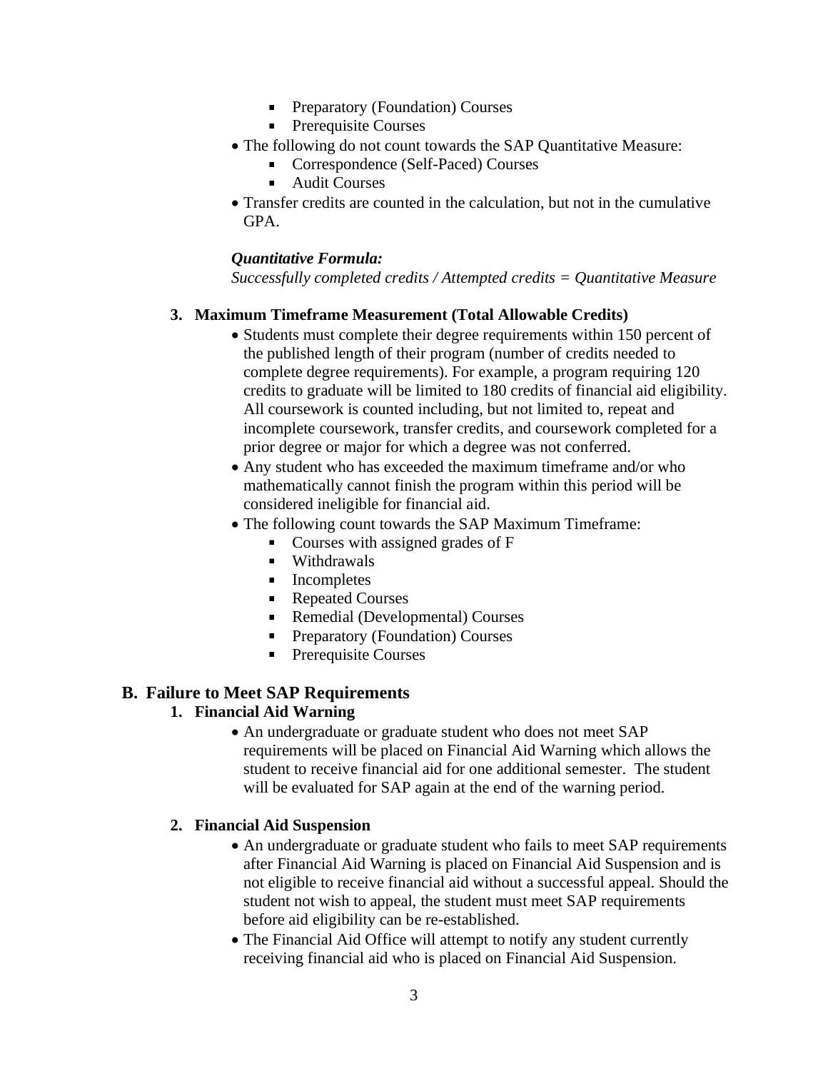- Preparatory (Foundation) Courses
- Prerequisite Courses

- The following do not count towards the SAP Quantitative Measure:
  - Correspondence (Self-Paced) Courses
  - Audit Courses
- Transfer credits are counted in the calculation, but not in the cumulative GPA.

***Quantitative Formula:***

*Successfully completed credits / Attempted credits = Quantitative Measure*

**3. Maximum Timeframe Measurement (Total Allowable Credits)**

- Students must complete their degree requirements within 150 percent of the published length of their program (number of credits needed to complete degree requirements). For example, a program requiring 120 credits to graduate will be limited to 180 credits of financial aid eligibility. All coursework is counted including, but not limited to, repeat and incomplete coursework, transfer credits, and coursework completed for a prior degree or major for which a degree was not conferred.
- Any student who has exceeded the maximum timeframe and/or who mathematically cannot finish the program within this period will be considered ineligible for financial aid.
- The following count towards the SAP Maximum Timeframe:
  - Courses with assigned grades of F
  - Withdrawals
  - Incompletes
  - Repeated Courses
  - Remedial (Developmental) Courses
  - Preparatory (Foundation) Courses
  - Prerequisite Courses

## B. Failure to Meet SAP Requirements

**1. Financial Aid Warning**

- An undergraduate or graduate student who does not meet SAP requirements will be placed on Financial Aid Warning which allows the student to receive financial aid for one additional semester. The student will be evaluated for SAP again at the end of the warning period.

**2. Financial Aid Suspension**

- An undergraduate or graduate student who fails to meet SAP requirements after Financial Aid Warning is placed on Financial Aid Suspension and is not eligible to receive financial aid without a successful appeal. Should the student not wish to appeal, the student must meet SAP requirements before aid eligibility can be re-established.
- The Financial Aid Office will attempt to notify any student currently receiving financial aid who is placed on Financial Aid Suspension.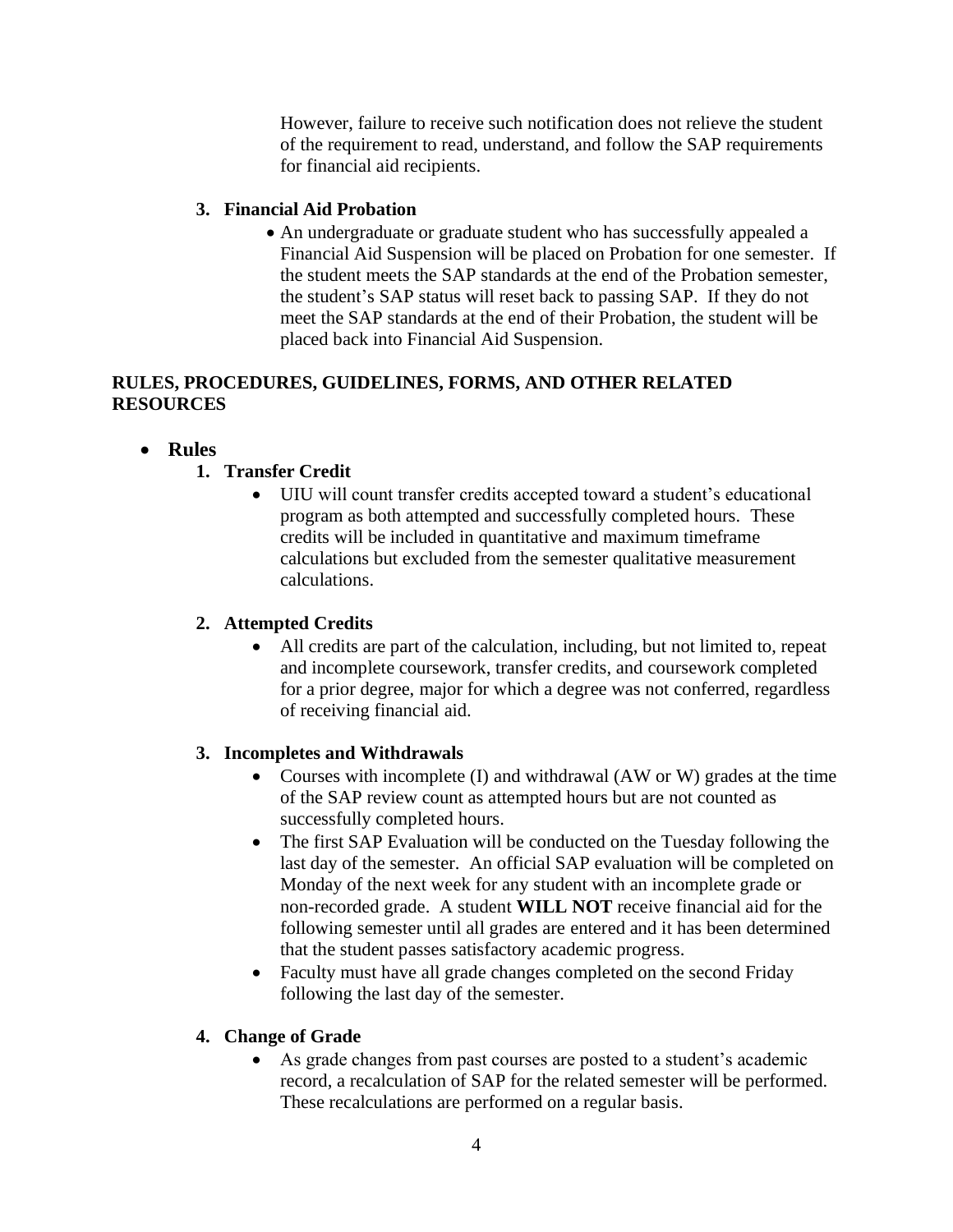However, failure to receive such notification does not relieve the student of the requirement to read, understand, and follow the SAP requirements for financial aid recipients.

**3. Financial Aid Probation**

- An undergraduate or graduate student who has successfully appealed a Financial Aid Suspension will be placed on Probation for one semester. If the student meets the SAP standards at the end of the Probation semester, the student's SAP status will reset back to passing SAP. If they do not meet the SAP standards at the end of their Probation, the student will be placed back into Financial Aid Suspension.

## RULES, PROCEDURES, GUIDELINES, FORMS, AND OTHER RELATED RESOURCES

- **Rules**

**1. Transfer Credit**

- UIU will count transfer credits accepted toward a student's educational program as both attempted and successfully completed hours. These credits will be included in quantitative and maximum timeframe calculations but excluded from the semester qualitative measurement calculations.

**2. Attempted Credits**

- All credits are part of the calculation, including, but not limited to, repeat and incomplete coursework, transfer credits, and coursework completed for a prior degree, major for which a degree was not conferred, regardless of receiving financial aid.

**3. Incompletes and Withdrawals**

- Courses with incomplete (I) and withdrawal (AW or W) grades at the time of the SAP review count as attempted hours but are not counted as successfully completed hours.
- The first SAP Evaluation will be conducted on the Tuesday following the last day of the semester. An official SAP evaluation will be completed on Monday of the next week for any student with an incomplete grade or non-recorded grade. A student **WILL NOT** receive financial aid for the following semester until all grades are entered and it has been determined that the student passes satisfactory academic progress.
- Faculty must have all grade changes completed on the second Friday following the last day of the semester.

**4. Change of Grade**

- As grade changes from past courses are posted to a student's academic record, a recalculation of SAP for the related semester will be performed. These recalculations are performed on a regular basis.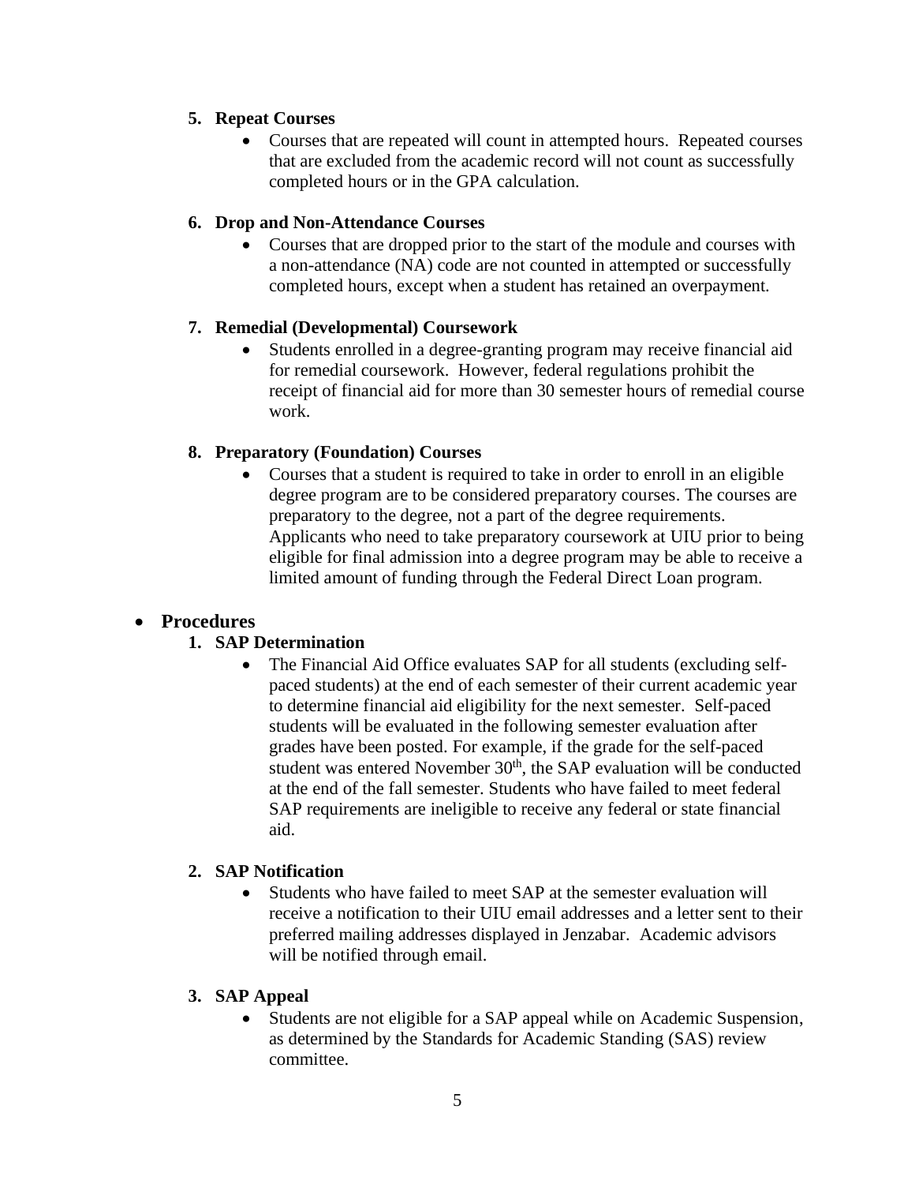5. **Repeat Courses**
    - Courses that are repeated will count in attempted hours. Repeated courses that are excluded from the academic record will not count as successfully completed hours or in the GPA calculation.

6. **Drop and Non-Attendance Courses**
    - Courses that are dropped prior to the start of the module and courses with a non-attendance (NA) code are not counted in attempted or successfully completed hours, except when a student has retained an overpayment.

7. **Remedial (Developmental) Coursework**
    - Students enrolled in a degree-granting program may receive financial aid for remedial coursework. However, federal regulations prohibit the receipt of financial aid for more than 30 semester hours of remedial course work.

8. **Preparatory (Foundation) Courses**
    - Courses that a student is required to take in order to enroll in an eligible degree program are to be considered preparatory courses. The courses are preparatory to the degree, not a part of the degree requirements. Applicants who need to take preparatory coursework at UIU prior to being eligible for final admission into a degree program may be able to receive a limited amount of funding through the Federal Direct Loan program.

- **Procedures**
    1. **SAP Determination**
        - The Financial Aid Office evaluates SAP for all students (excluding self-paced students) at the end of each semester of their current academic year to determine financial aid eligibility for the next semester. Self-paced students will be evaluated in the following semester evaluation after grades have been posted. For example, if the grade for the self-paced student was entered November 30th, the SAP evaluation will be conducted at the end of the fall semester. Students who have failed to meet federal SAP requirements are ineligible to receive any federal or state financial aid.

    2. **SAP Notification**
        - Students who have failed to meet SAP at the semester evaluation will receive a notification to their UIU email addresses and a letter sent to their preferred mailing addresses displayed in Jenzabar. Academic advisors will be notified through email.

    3. **SAP Appeal**
        - Students are not eligible for a SAP appeal while on Academic Suspension, as determined by the Standards for Academic Standing (SAS) review committee.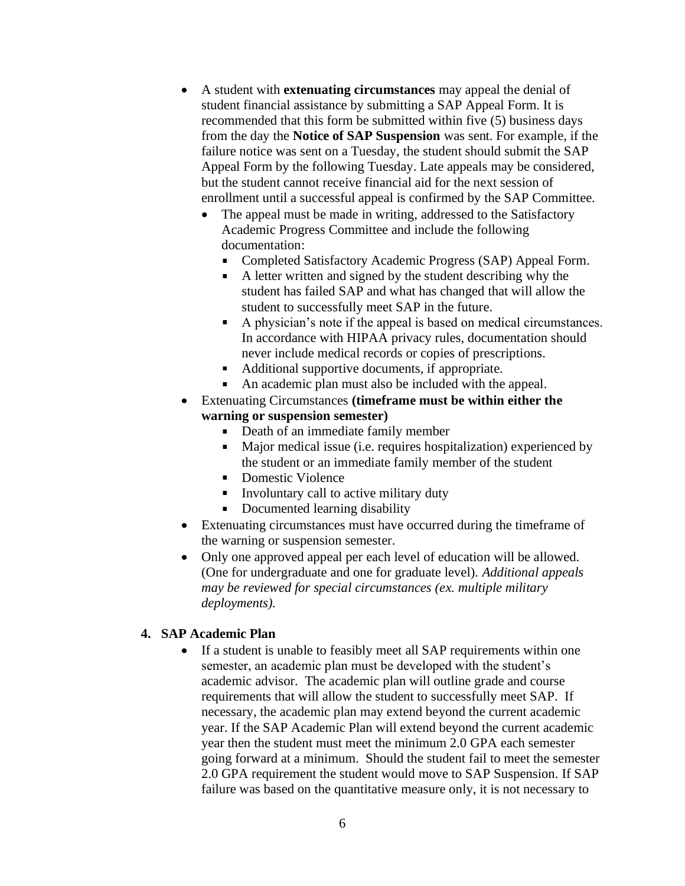- A student with **extenuating circumstances** may appeal the denial of student financial assistance by submitting a SAP Appeal Form. It is recommended that this form be submitted within five (5) business days from the day the **Notice of SAP Suspension** was sent. For example, if the failure notice was sent on a Tuesday, the student should submit the SAP Appeal Form by the following Tuesday. Late appeals may be considered, but the student cannot receive financial aid for the next session of enrollment until a successful appeal is confirmed by the SAP Committee.
  - The appeal must be made in writing, addressed to the Satisfactory Academic Progress Committee and include the following documentation:
    - Completed Satisfactory Academic Progress (SAP) Appeal Form.
    - A letter written and signed by the student describing why the student has failed SAP and what has changed that will allow the student to successfully meet SAP in the future.
    - A physician's note if the appeal is based on medical circumstances. In accordance with HIPAA privacy rules, documentation should never include medical records or copies of prescriptions.
    - Additional supportive documents, if appropriate.
    - An academic plan must also be included with the appeal.
- Extenuating Circumstances **(timeframe must be within either the warning or suspension semester)**
    - Death of an immediate family member
    - Major medical issue (i.e. requires hospitalization) experienced by the student or an immediate family member of the student
    - Domestic Violence
    - Involuntary call to active military duty
    - Documented learning disability
- Extenuating circumstances must have occurred during the timeframe of the warning or suspension semester.
- Only one approved appeal per each level of education will be allowed. (One for undergraduate and one for graduate level). *Additional appeals may be reviewed for special circumstances (ex. multiple military deployments).*

**4. SAP Academic Plan**

- If a student is unable to feasibly meet all SAP requirements within one semester, an academic plan must be developed with the student's academic advisor. The academic plan will outline grade and course requirements that will allow the student to successfully meet SAP. If necessary, the academic plan may extend beyond the current academic year. If the SAP Academic Plan will extend beyond the current academic year then the student must meet the minimum 2.0 GPA each semester going forward at a minimum. Should the student fail to meet the semester 2.0 GPA requirement the student would move to SAP Suspension. If SAP failure was based on the quantitative measure only, it is not necessary to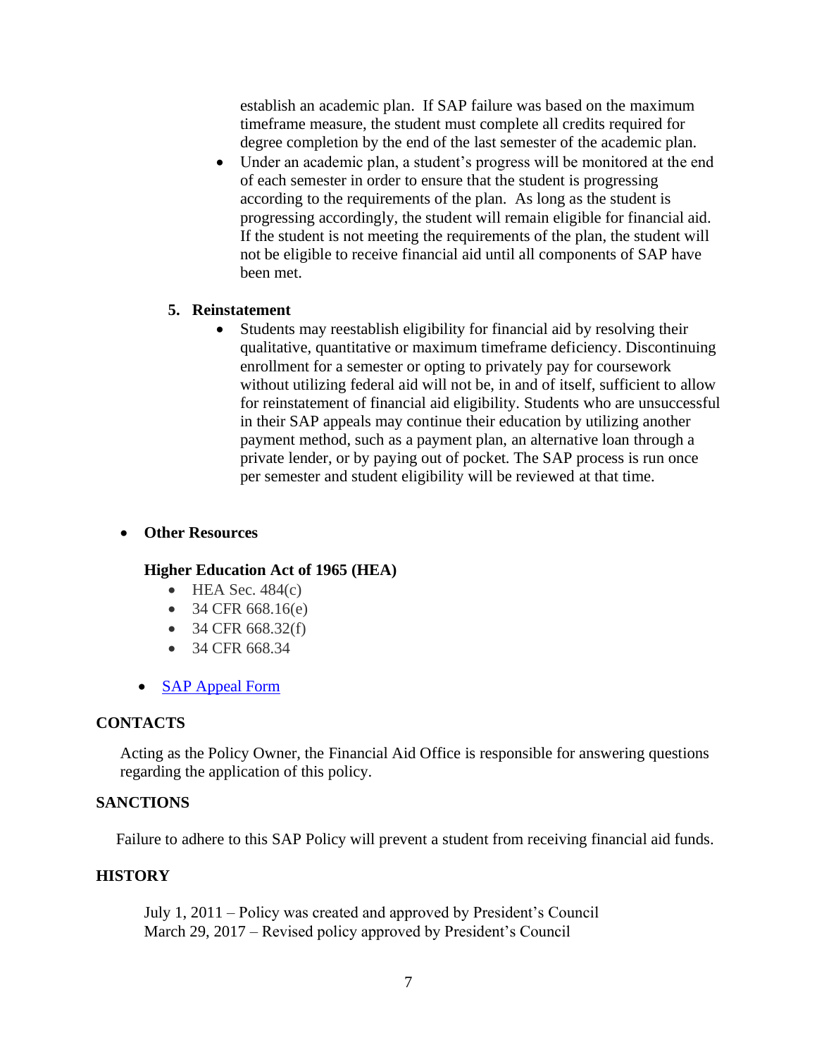establish an academic plan. If SAP failure was based on the maximum timeframe measure, the student must complete all credits required for degree completion by the end of the last semester of the academic plan.

- Under an academic plan, a student's progress will be monitored at the end of each semester in order to ensure that the student is progressing according to the requirements of the plan. As long as the student is progressing accordingly, the student will remain eligible for financial aid. If the student is not meeting the requirements of the plan, the student will not be eligible to receive financial aid until all components of SAP have been met.

5. **Reinstatement**
   - Students may reestablish eligibility for financial aid by resolving their qualitative, quantitative or maximum timeframe deficiency. Discontinuing enrollment for a semester or opting to privately pay for coursework without utilizing federal aid will not be, in and of itself, sufficient to allow for reinstatement of financial aid eligibility. Students who are unsuccessful in their SAP appeals may continue their education by utilizing another payment method, such as a payment plan, an alternative loan through a private lender, or by paying out of pocket. The SAP process is run once per semester and student eligibility will be reviewed at that time.

- **Other Resources**

  **Higher Education Act of 1965 (HEA)**
  - HEA Sec. 484(c)
  - 34 CFR 668.16(e)
  - 34 CFR 668.32(f)
  - 34 CFR 668.34

- SAP Appeal Form

## CONTACTS

Acting as the Policy Owner, the Financial Aid Office is responsible for answering questions regarding the application of this policy.

## SANCTIONS

Failure to adhere to this SAP Policy will prevent a student from receiving financial aid funds.

## HISTORY

July 1, 2011 – Policy was created and approved by President's Council
March 29, 2017 – Revised policy approved by President's Council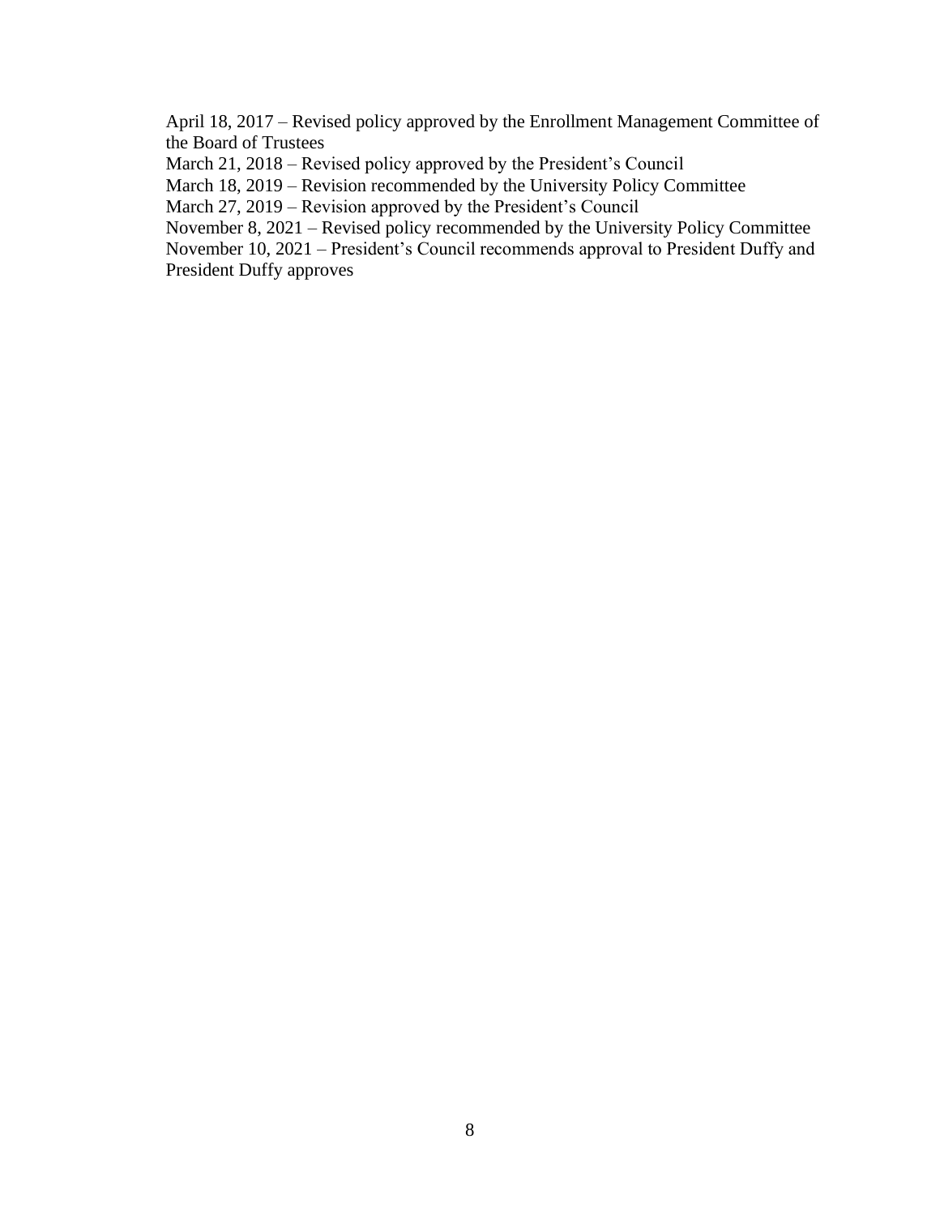April 18, 2017 – Revised policy approved by the Enrollment Management Committee of the Board of Trustees

March 21, 2018 – Revised policy approved by the President's Council

March 18, 2019 – Revision recommended by the University Policy Committee

March 27, 2019 – Revision approved by the President's Council

November 8, 2021 – Revised policy recommended by the University Policy Committee

November 10, 2021 – President's Council recommends approval to President Duffy and President Duffy approves